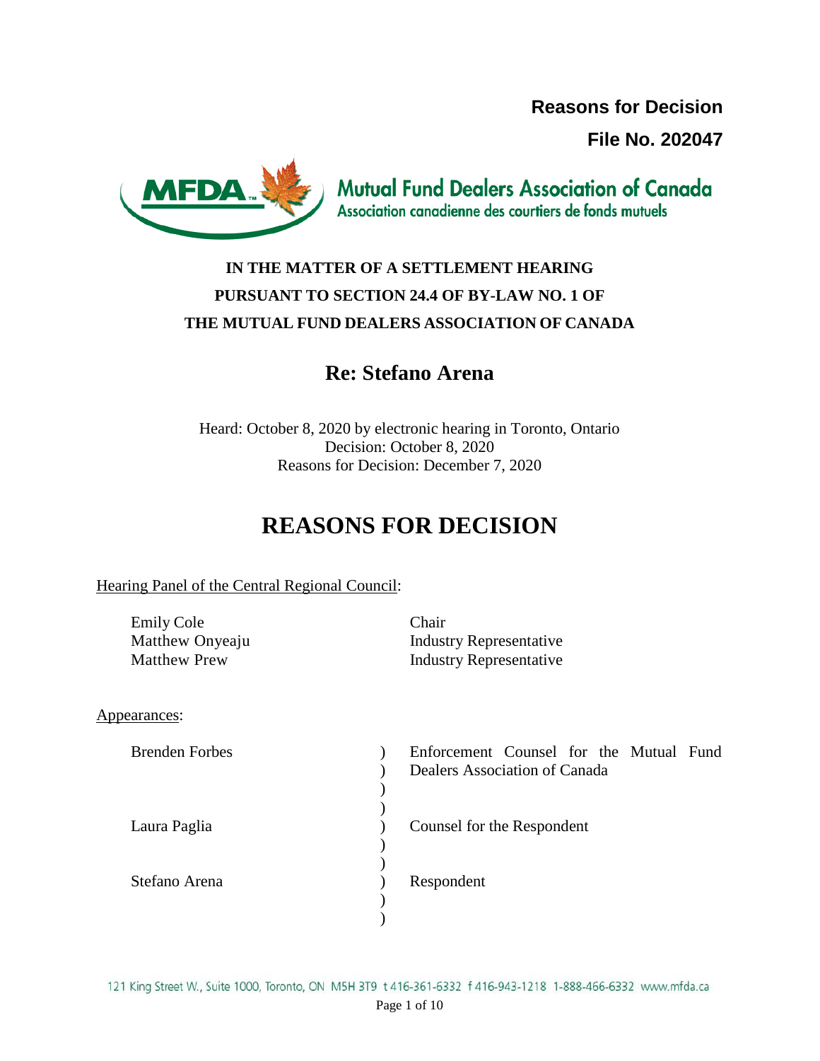**Reasons for Decision**

**File No. 202047**

Mutual Fund Dealers Association of Canada
Association canadienne des courtiers de fonds mutuels

**IN THE MATTER OF A SETTLEMENT HEARING PURSUANT TO SECTION 24.4 OF BY-LAW NO. 1 OF THE MUTUAL FUND DEALERS ASSOCIATION OF CANADA**

## Re: Stefano Arena

Heard: October 8, 2020 by electronic hearing in Toronto, Ontario
Decision: October 8, 2020
Reasons for Decision: December 7, 2020

# REASONS FOR DECISION

Hearing Panel of the Central Regional Council:

| | |
|---|---|
| Emily Cole | Chair |
| Matthew Onyeaju | Industry Representative |
| Matthew Prew | Industry Representative |

Appearances:

| | |
|---|---|
| Brenden Forbes | Enforcement Counsel for the Mutual Fund Dealers Association of Canada |
| Laura Paglia | Counsel for the Respondent |
| Stefano Arena | Respondent |

121 King Street W., Suite 1000, Toronto, ON M5H 3T9 t 416-361-6332 f 416-943-1218 1-888-466-6332 www.mfda.ca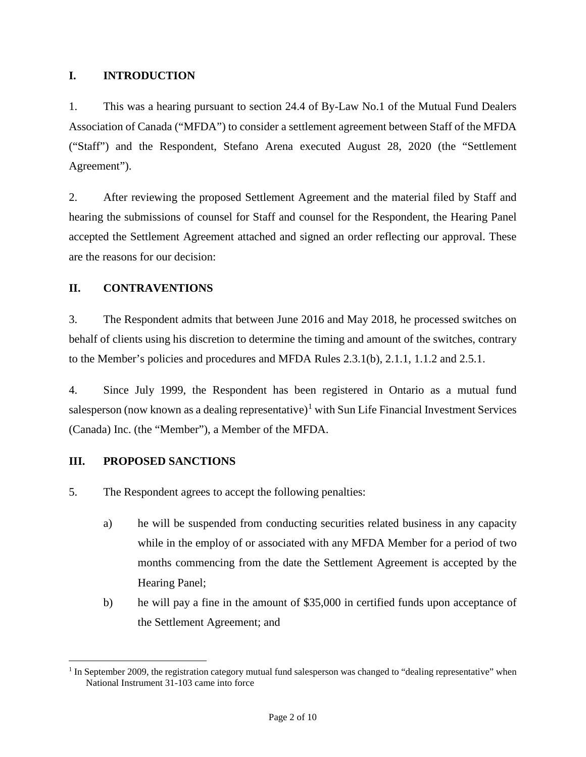## I. INTRODUCTION

1. This was a hearing pursuant to section 24.4 of By-Law No.1 of the Mutual Fund Dealers Association of Canada ("MFDA") to consider a settlement agreement between Staff of the MFDA ("Staff") and the Respondent, Stefano Arena executed August 28, 2020 (the "Settlement Agreement").

2. After reviewing the proposed Settlement Agreement and the material filed by Staff and hearing the submissions of counsel for Staff and counsel for the Respondent, the Hearing Panel accepted the Settlement Agreement attached and signed an order reflecting our approval. These are the reasons for our decision:

## II. CONTRAVENTIONS

3. The Respondent admits that between June 2016 and May 2018, he processed switches on behalf of clients using his discretion to determine the timing and amount of the switches, contrary to the Member's policies and procedures and MFDA Rules 2.3.1(b), 2.1.1, 1.1.2 and 2.5.1.

4. Since July 1999, the Respondent has been registered in Ontario as a mutual fund salesperson (now known as a dealing representative)[1] with Sun Life Financial Investment Services (Canada) Inc. (the "Member"), a Member of the MFDA.

## III. PROPOSED SANCTIONS

5. The Respondent agrees to accept the following penalties:

   a) he will be suspended from conducting securities related business in any capacity while in the employ of or associated with any MFDA Member for a period of two months commencing from the date the Settlement Agreement is accepted by the Hearing Panel;

   b) he will pay a fine in the amount of $35,000 in certified funds upon acceptance of the Settlement Agreement; and

---

[1] In September 2009, the registration category mutual fund salesperson was changed to "dealing representative" when National Instrument 31-103 came into force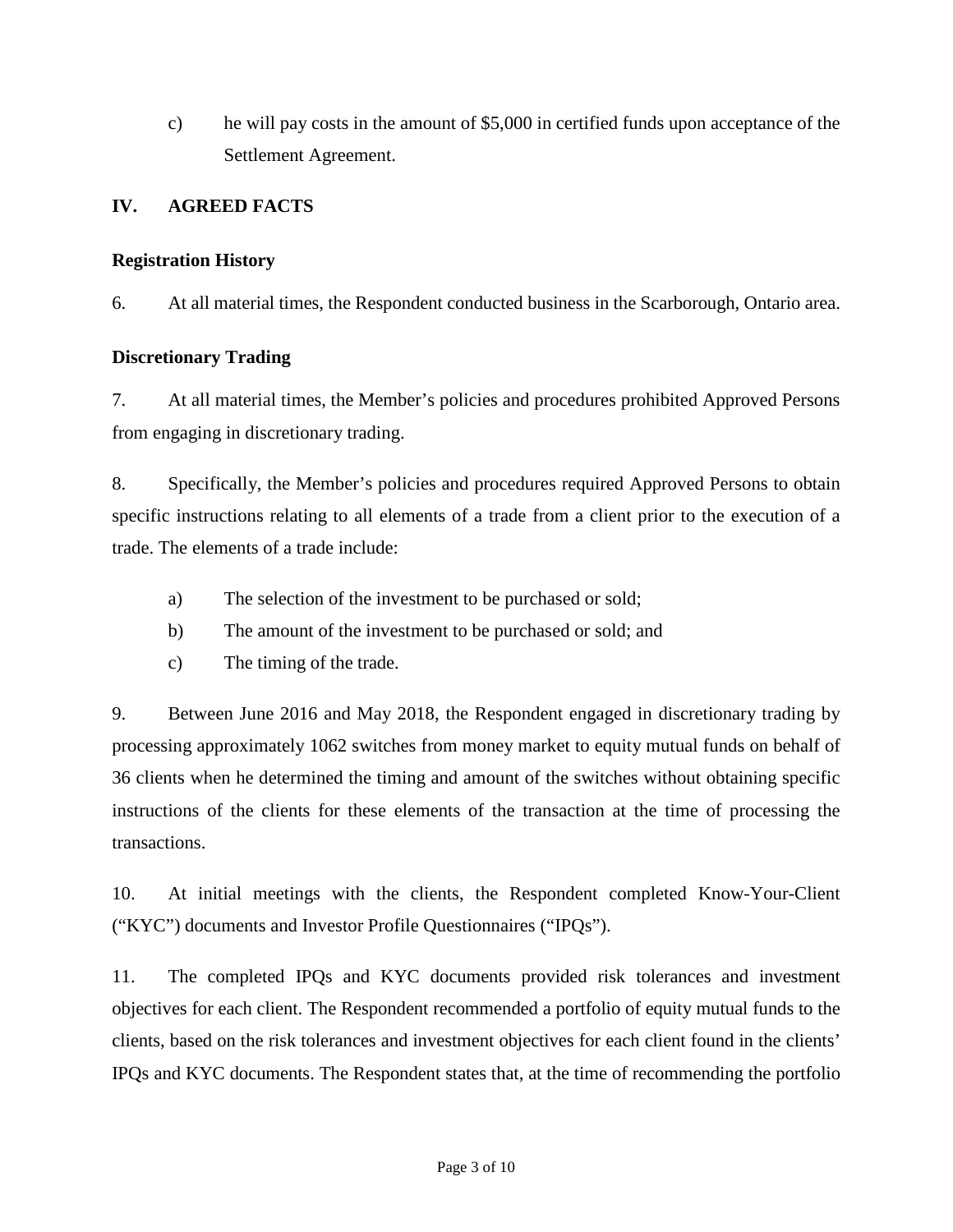c) he will pay costs in the amount of $5,000 in certified funds upon acceptance of the Settlement Agreement.

## IV. AGREED FACTS

### Registration History

6. At all material times, the Respondent conducted business in the Scarborough, Ontario area.

### Discretionary Trading

7. At all material times, the Member's policies and procedures prohibited Approved Persons from engaging in discretionary trading.

8. Specifically, the Member's policies and procedures required Approved Persons to obtain specific instructions relating to all elements of a trade from a client prior to the execution of a trade. The elements of a trade include:

a) The selection of the investment to be purchased or sold;

b) The amount of the investment to be purchased or sold; and

c) The timing of the trade.

9. Between June 2016 and May 2018, the Respondent engaged in discretionary trading by processing approximately 1062 switches from money market to equity mutual funds on behalf of 36 clients when he determined the timing and amount of the switches without obtaining specific instructions of the clients for these elements of the transaction at the time of processing the transactions.

10. At initial meetings with the clients, the Respondent completed Know-Your-Client ("KYC") documents and Investor Profile Questionnaires ("IPQs").

11. The completed IPQs and KYC documents provided risk tolerances and investment objectives for each client. The Respondent recommended a portfolio of equity mutual funds to the clients, based on the risk tolerances and investment objectives for each client found in the clients' IPQs and KYC documents. The Respondent states that, at the time of recommending the portfolio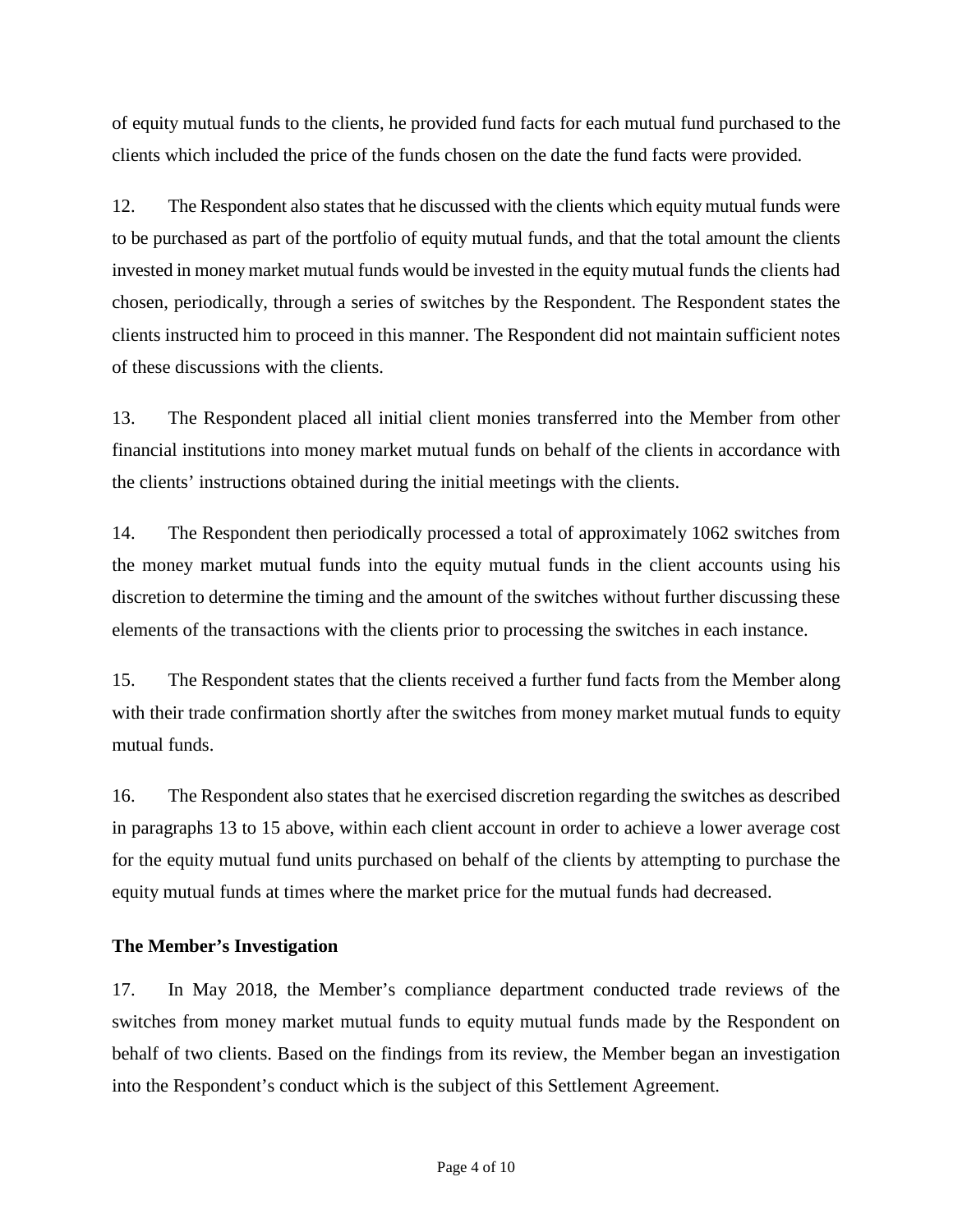of equity mutual funds to the clients, he provided fund facts for each mutual fund purchased to the clients which included the price of the funds chosen on the date the fund facts were provided.

12. The Respondent also states that he discussed with the clients which equity mutual funds were to be purchased as part of the portfolio of equity mutual funds, and that the total amount the clients invested in money market mutual funds would be invested in the equity mutual funds the clients had chosen, periodically, through a series of switches by the Respondent. The Respondent states the clients instructed him to proceed in this manner. The Respondent did not maintain sufficient notes of these discussions with the clients.

13. The Respondent placed all initial client monies transferred into the Member from other financial institutions into money market mutual funds on behalf of the clients in accordance with the clients' instructions obtained during the initial meetings with the clients.

14. The Respondent then periodically processed a total of approximately 1062 switches from the money market mutual funds into the equity mutual funds in the client accounts using his discretion to determine the timing and the amount of the switches without further discussing these elements of the transactions with the clients prior to processing the switches in each instance.

15. The Respondent states that the clients received a further fund facts from the Member along with their trade confirmation shortly after the switches from money market mutual funds to equity mutual funds.

16. The Respondent also states that he exercised discretion regarding the switches as described in paragraphs 13 to 15 above, within each client account in order to achieve a lower average cost for the equity mutual fund units purchased on behalf of the clients by attempting to purchase the equity mutual funds at times where the market price for the mutual funds had decreased.

**The Member's Investigation**

17. In May 2018, the Member's compliance department conducted trade reviews of the switches from money market mutual funds to equity mutual funds made by the Respondent on behalf of two clients. Based on the findings from its review, the Member began an investigation into the Respondent's conduct which is the subject of this Settlement Agreement.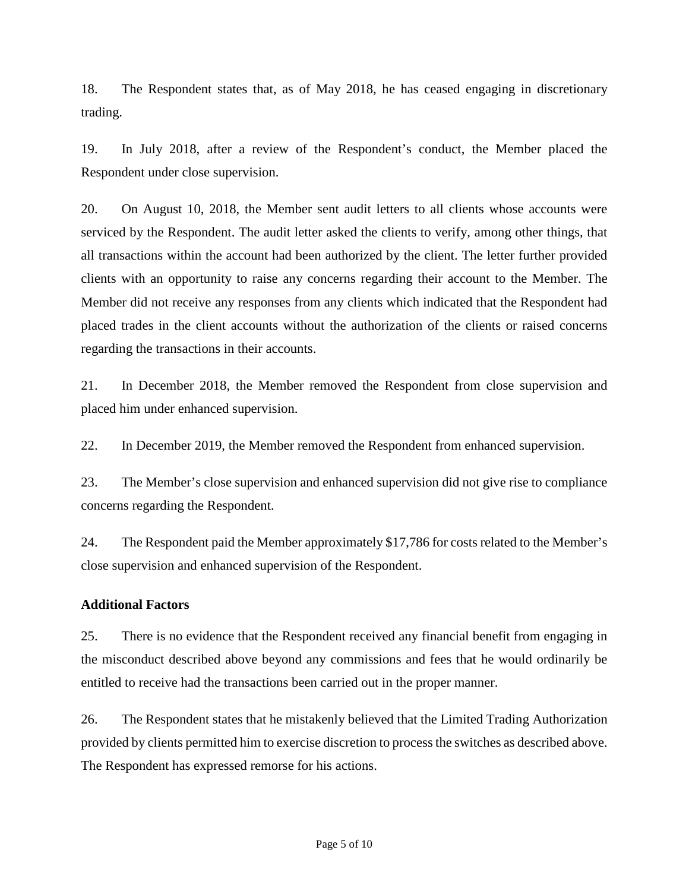18. The Respondent states that, as of May 2018, he has ceased engaging in discretionary trading.

19. In July 2018, after a review of the Respondent's conduct, the Member placed the Respondent under close supervision.

20. On August 10, 2018, the Member sent audit letters to all clients whose accounts were serviced by the Respondent. The audit letter asked the clients to verify, among other things, that all transactions within the account had been authorized by the client. The letter further provided clients with an opportunity to raise any concerns regarding their account to the Member. The Member did not receive any responses from any clients which indicated that the Respondent had placed trades in the client accounts without the authorization of the clients or raised concerns regarding the transactions in their accounts.

21. In December 2018, the Member removed the Respondent from close supervision and placed him under enhanced supervision.

22. In December 2019, the Member removed the Respondent from enhanced supervision.

23. The Member's close supervision and enhanced supervision did not give rise to compliance concerns regarding the Respondent.

24. The Respondent paid the Member approximately $17,786 for costs related to the Member's close supervision and enhanced supervision of the Respondent.

**Additional Factors**

25. There is no evidence that the Respondent received any financial benefit from engaging in the misconduct described above beyond any commissions and fees that he would ordinarily be entitled to receive had the transactions been carried out in the proper manner.

26. The Respondent states that he mistakenly believed that the Limited Trading Authorization provided by clients permitted him to exercise discretion to process the switches as described above. The Respondent has expressed remorse for his actions.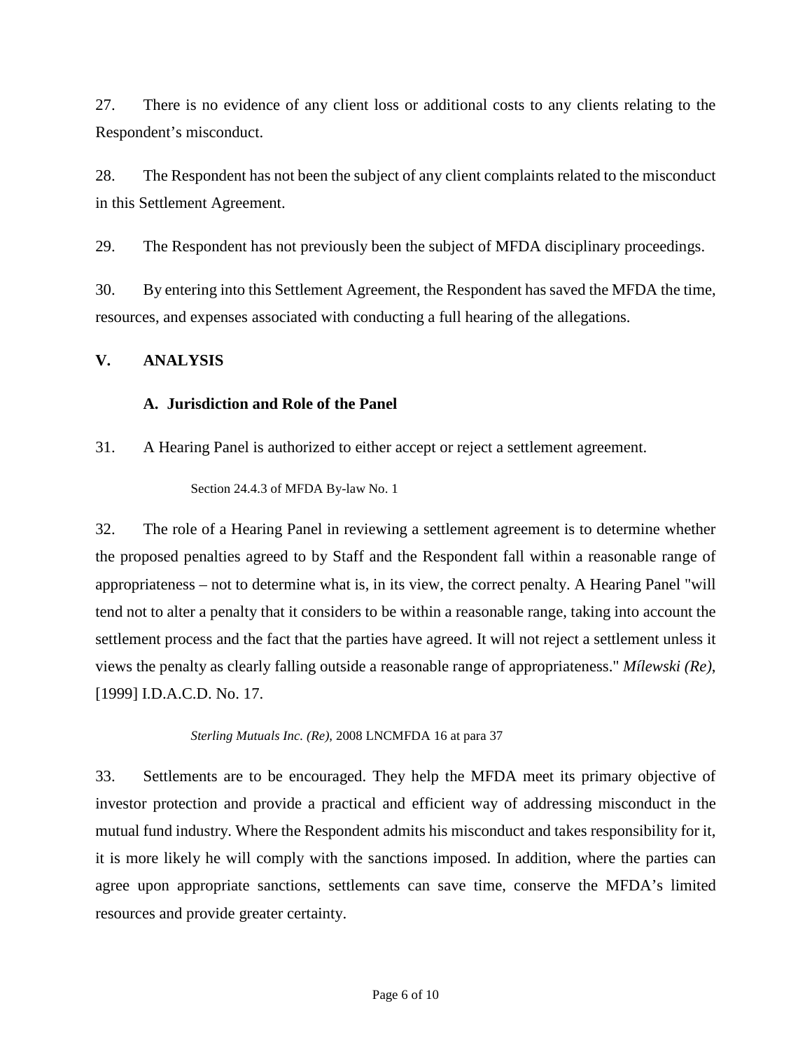27. There is no evidence of any client loss or additional costs to any clients relating to the Respondent's misconduct.

28. The Respondent has not been the subject of any client complaints related to the misconduct in this Settlement Agreement.

29. The Respondent has not previously been the subject of MFDA disciplinary proceedings.

30. By entering into this Settlement Agreement, the Respondent has saved the MFDA the time, resources, and expenses associated with conducting a full hearing of the allegations.

## V. ANALYSIS

### A. Jurisdiction and Role of the Panel

31. A Hearing Panel is authorized to either accept or reject a settlement agreement.

> Section 24.4.3 of MFDA By-law No. 1

32. The role of a Hearing Panel in reviewing a settlement agreement is to determine whether the proposed penalties agreed to by Staff and the Respondent fall within a reasonable range of appropriateness – not to determine what is, in its view, the correct penalty. A Hearing Panel "will tend not to alter a penalty that it considers to be within a reasonable range, taking into account the settlement process and the fact that the parties have agreed. It will not reject a settlement unless it views the penalty as clearly falling outside a reasonable range of appropriateness." *Mílewski (Re)*, [1999] I.D.A.C.D. No. 17.

> *Sterling Mutuals Inc. (Re)*, 2008 LNCMFDA 16 at para 37

33. Settlements are to be encouraged. They help the MFDA meet its primary objective of investor protection and provide a practical and efficient way of addressing misconduct in the mutual fund industry. Where the Respondent admits his misconduct and takes responsibility for it, it is more likely he will comply with the sanctions imposed. In addition, where the parties can agree upon appropriate sanctions, settlements can save time, conserve the MFDA's limited resources and provide greater certainty.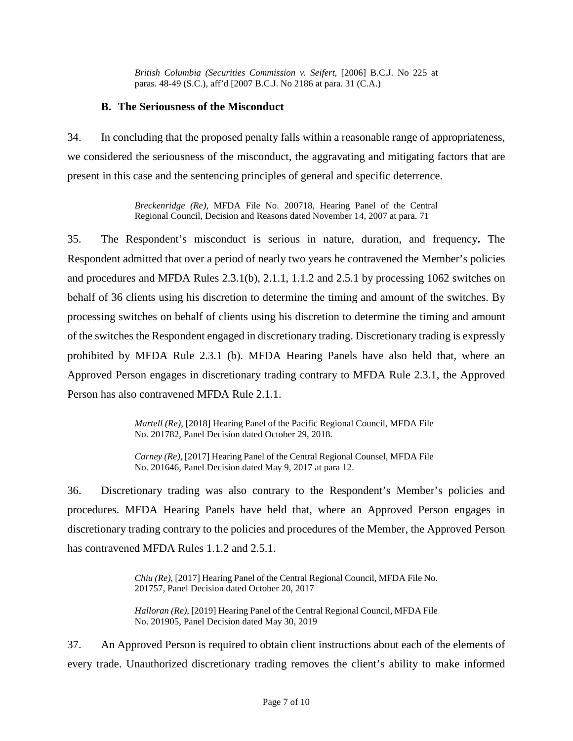*British Columbia (Securities Commission v. Seifert*, [2006] B.C.J. No 225 at paras. 48-49 (S.C.), aff'd [2007 B.C.J. No 2186 at para. 31 (C.A.)

### B. The Seriousness of the Misconduct

34. In concluding that the proposed penalty falls within a reasonable range of appropriateness, we considered the seriousness of the misconduct, the aggravating and mitigating factors that are present in this case and the sentencing principles of general and specific deterrence.

> *Breckenridge (Re)*, MFDA File No. 200718, Hearing Panel of the Central Regional Council, Decision and Reasons dated November 14, 2007 at para. 71

35. The Respondent's misconduct is serious in nature, duration, and frequency**.** The Respondent admitted that over a period of nearly two years he contravened the Member's policies and procedures and MFDA Rules 2.3.1(b), 2.1.1, 1.1.2 and 2.5.1 by processing 1062 switches on behalf of 36 clients using his discretion to determine the timing and amount of the switches. By processing switches on behalf of clients using his discretion to determine the timing and amount of the switches the Respondent engaged in discretionary trading. Discretionary trading is expressly prohibited by MFDA Rule 2.3.1 (b). MFDA Hearing Panels have also held that, where an Approved Person engages in discretionary trading contrary to MFDA Rule 2.3.1, the Approved Person has also contravened MFDA Rule 2.1.1.

> *Martell (Re)*, [2018] Hearing Panel of the Pacific Regional Council, MFDA File No. 201782, Panel Decision dated October 29, 2018.
>
> *Carney (Re)*, [2017] Hearing Panel of the Central Regional Counsel, MFDA File No. 201646, Panel Decision dated May 9, 2017 at para 12.

36. Discretionary trading was also contrary to the Respondent's Member's policies and procedures. MFDA Hearing Panels have held that, where an Approved Person engages in discretionary trading contrary to the policies and procedures of the Member, the Approved Person has contravened MFDA Rules 1.1.2 and 2.5.1.

> *Chiu (Re)*, [2017] Hearing Panel of the Central Regional Council, MFDA File No. 201757, Panel Decision dated October 20, 2017
>
> *Halloran (Re)*, [2019] Hearing Panel of the Central Regional Council, MFDA File No. 201905, Panel Decision dated May 30, 2019

37. An Approved Person is required to obtain client instructions about each of the elements of every trade. Unauthorized discretionary trading removes the client's ability to make informed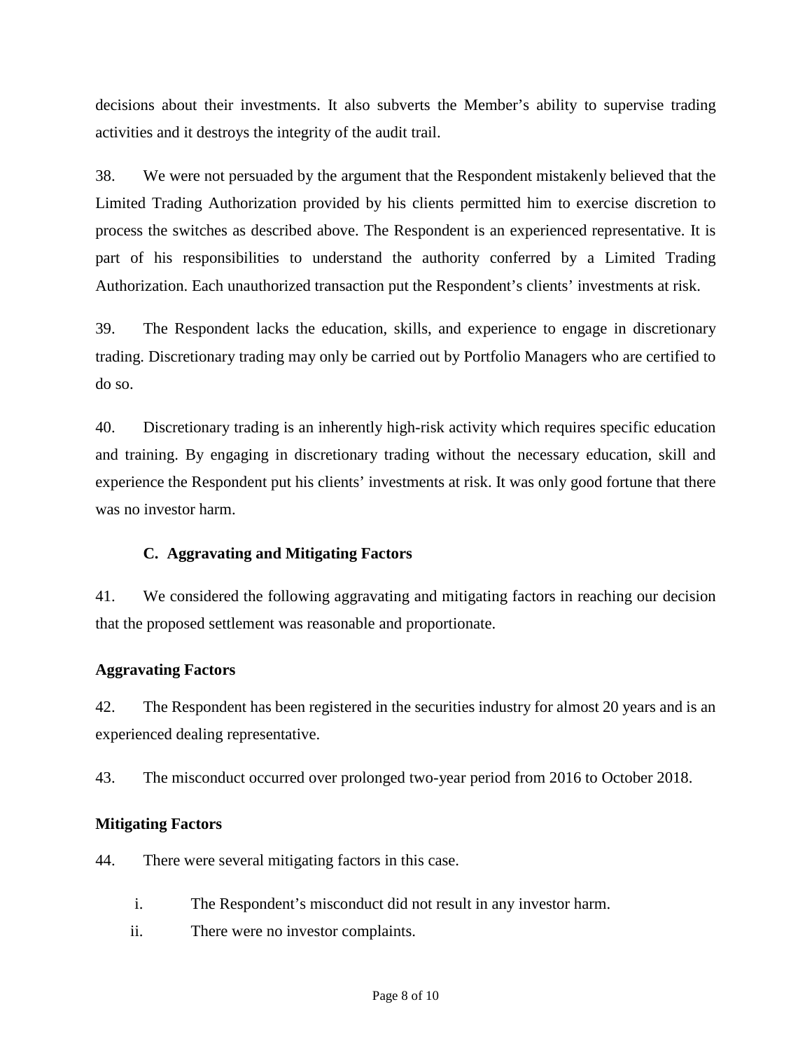decisions about their investments. It also subverts the Member's ability to supervise trading activities and it destroys the integrity of the audit trail.

38. We were not persuaded by the argument that the Respondent mistakenly believed that the Limited Trading Authorization provided by his clients permitted him to exercise discretion to process the switches as described above. The Respondent is an experienced representative. It is part of his responsibilities to understand the authority conferred by a Limited Trading Authorization. Each unauthorized transaction put the Respondent's clients' investments at risk.

39. The Respondent lacks the education, skills, and experience to engage in discretionary trading. Discretionary trading may only be carried out by Portfolio Managers who are certified to do so.

40. Discretionary trading is an inherently high-risk activity which requires specific education and training. By engaging in discretionary trading without the necessary education, skill and experience the Respondent put his clients' investments at risk. It was only good fortune that there was no investor harm.

### C. Aggravating and Mitigating Factors

41. We considered the following aggravating and mitigating factors in reaching our decision that the proposed settlement was reasonable and proportionate.

**Aggravating Factors**

42. The Respondent has been registered in the securities industry for almost 20 years and is an experienced dealing representative.

43. The misconduct occurred over prolonged two-year period from 2016 to October 2018.

**Mitigating Factors**

44. There were several mitigating factors in this case.

i. The Respondent's misconduct did not result in any investor harm.

ii. There were no investor complaints.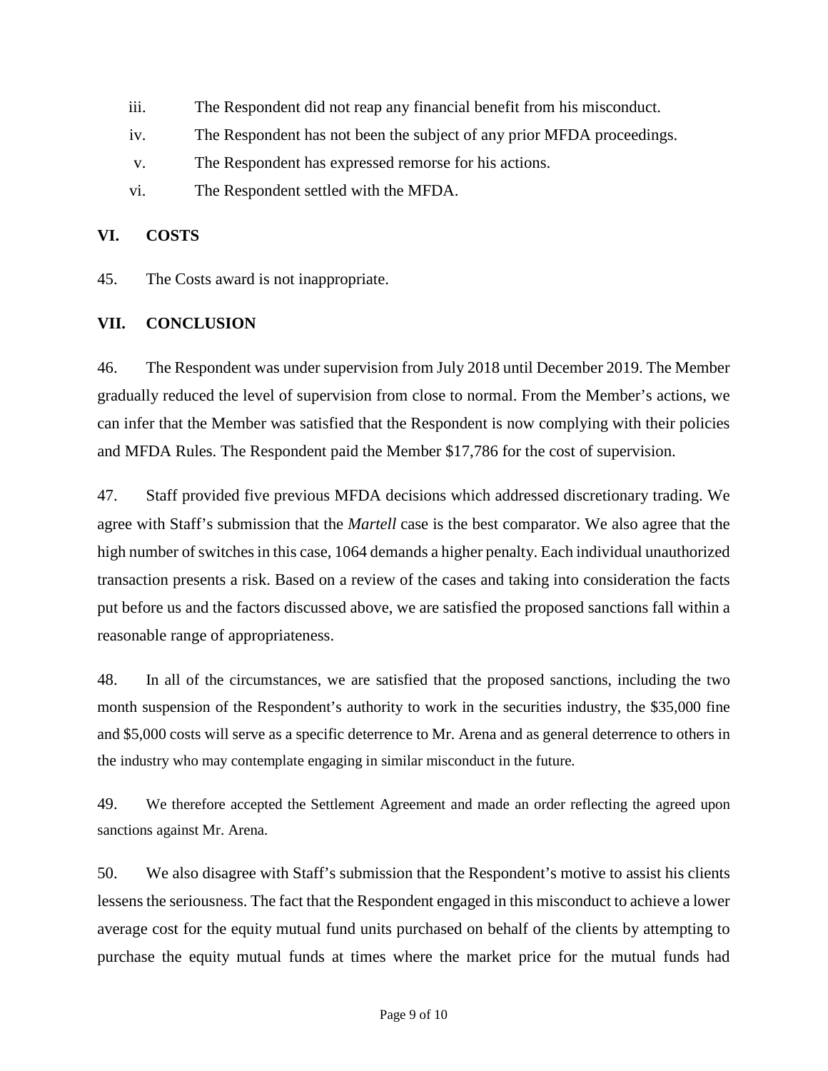iii. The Respondent did not reap any financial benefit from his misconduct.

iv. The Respondent has not been the subject of any prior MFDA proceedings.

v. The Respondent has expressed remorse for his actions.

vi. The Respondent settled with the MFDA.

## VI. COSTS

45. The Costs award is not inappropriate.

## VII. CONCLUSION

46. The Respondent was under supervision from July 2018 until December 2019. The Member gradually reduced the level of supervision from close to normal. From the Member's actions, we can infer that the Member was satisfied that the Respondent is now complying with their policies and MFDA Rules. The Respondent paid the Member $17,786 for the cost of supervision.

47. Staff provided five previous MFDA decisions which addressed discretionary trading. We agree with Staff's submission that the *Martell* case is the best comparator. We also agree that the high number of switches in this case, 1064 demands a higher penalty. Each individual unauthorized transaction presents a risk. Based on a review of the cases and taking into consideration the facts put before us and the factors discussed above, we are satisfied the proposed sanctions fall within a reasonable range of appropriateness.

48. In all of the circumstances, we are satisfied that the proposed sanctions, including the two month suspension of the Respondent's authority to work in the securities industry, the $35,000 fine and $5,000 costs will serve as a specific deterrence to Mr. Arena and as general deterrence to others in the industry who may contemplate engaging in similar misconduct in the future.

49. We therefore accepted the Settlement Agreement and made an order reflecting the agreed upon sanctions against Mr. Arena.

50. We also disagree with Staff's submission that the Respondent's motive to assist his clients lessens the seriousness. The fact that the Respondent engaged in this misconduct to achieve a lower average cost for the equity mutual fund units purchased on behalf of the clients by attempting to purchase the equity mutual funds at times where the market price for the mutual funds had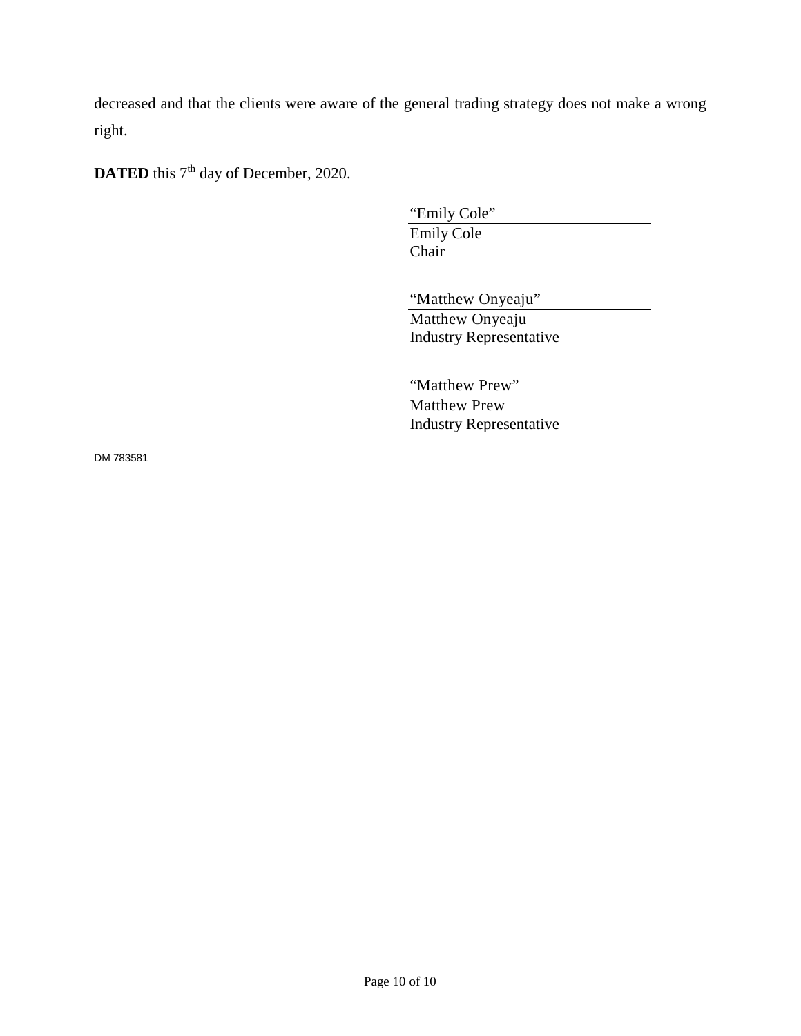decreased and that the clients were aware of the general trading strategy does not make a wrong right.

**DATED** this 7th day of December, 2020.

"Emily Cole"
Emily Cole
Chair

"Matthew Onyeaju"
Matthew Onyeaju
Industry Representative

"Matthew Prew"
Matthew Prew
Industry Representative

DM 783581